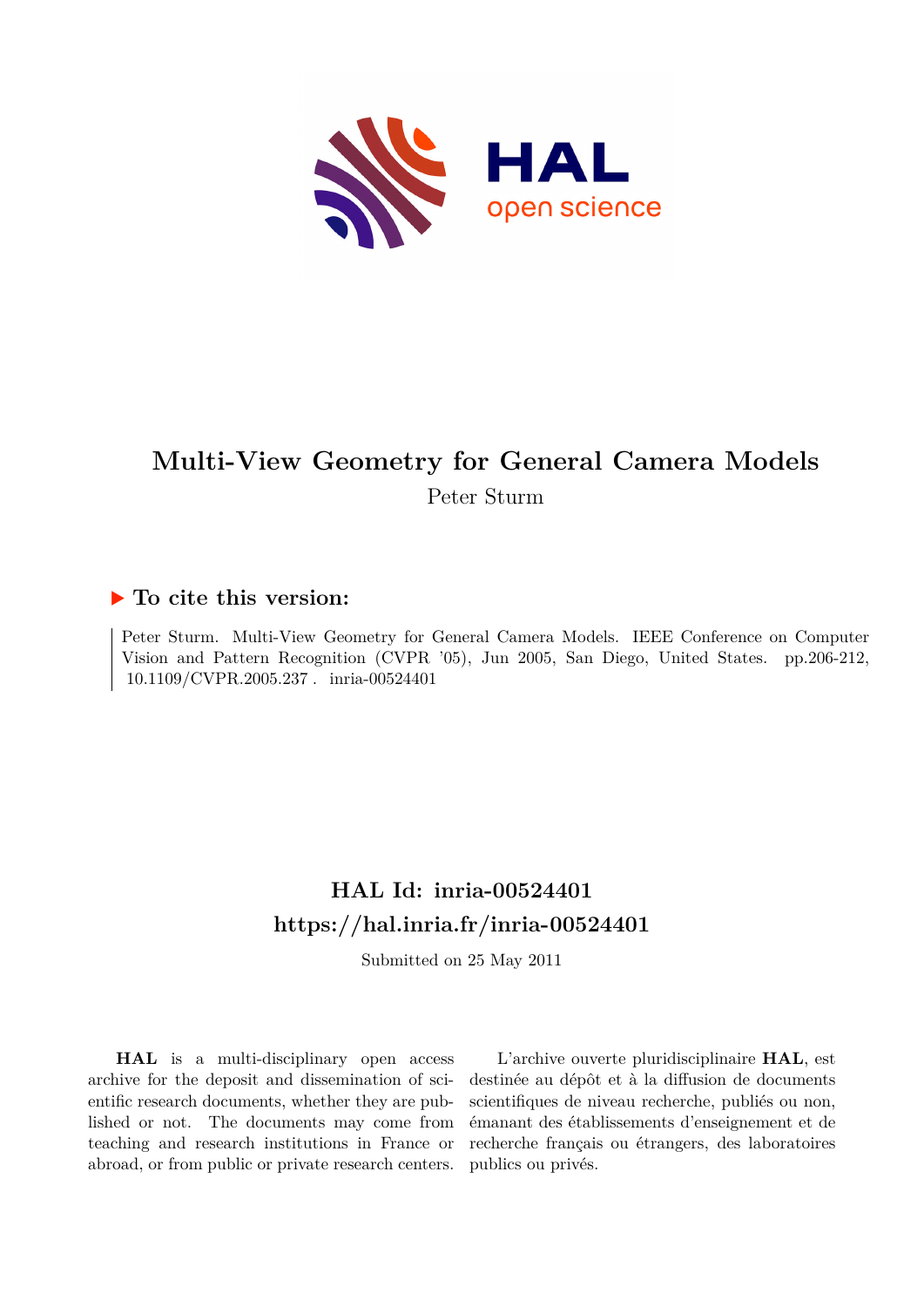# Multi-View Geometry for General Camera Models

Peter Sturm

## ▶ To cite this version:

Peter Sturm. Multi-View Geometry for General Camera Models. IEEE Conference on Computer Vision and Pattern Recognition (CVPR '05), Jun 2005, San Diego, United States. pp.206-212, 10.1109/CVPR.2005.237 . inria-00524401

## HAL Id: inria-00524401

## https://hal.inria.fr/inria-00524401

Submitted on 25 May 2011

**HAL** is a multi-disciplinary open access archive for the deposit and dissemination of scientific research documents, whether they are published or not. The documents may come from teaching and research institutions in France or abroad, or from public or private research centers.

L'archive ouverte pluridisciplinaire **HAL**, est destinée au dépôt et à la diffusion de documents scientifiques de niveau recherche, publiés ou non, émanant des établissements d'enseignement et de recherche français ou étrangers, des laboratoires publics ou privés.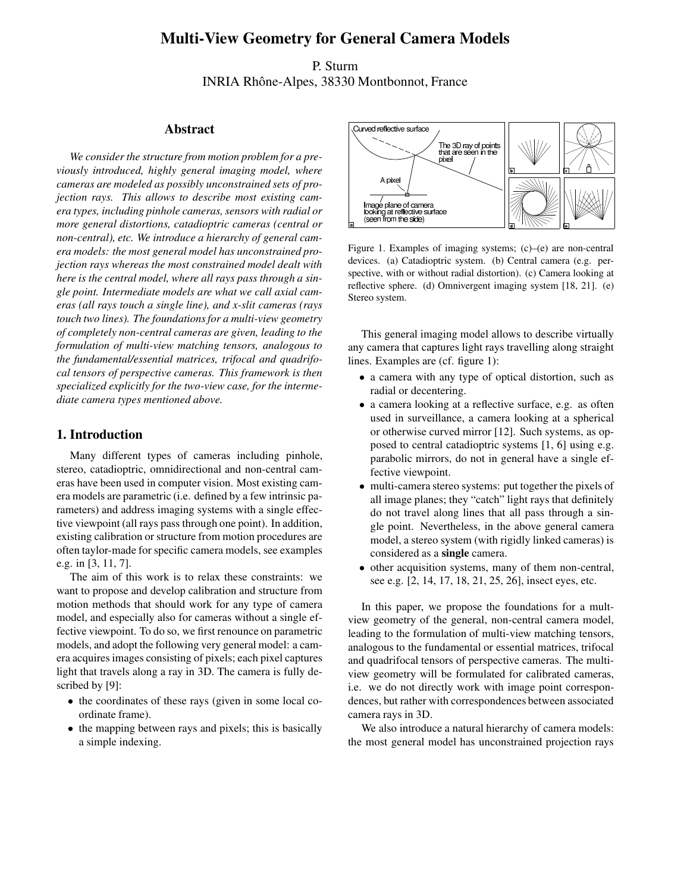# Multi-View Geometry for General Camera Models

P. Sturm
INRIA Rhône-Alpes, 38330 Montbonnot, France

## Abstract

*We consider the structure from motion problem for a previously introduced, highly general imaging model, where cameras are modeled as possibly unconstrained sets of projection rays. This allows to describe most existing camera types, including pinhole cameras, sensors with radial or more general distortions, catadioptric cameras (central or non-central), etc. We introduce a hierarchy of general camera models: the most general model has unconstrained projection rays whereas the most constrained model dealt with here is the central model, where all rays pass through a single point. Intermediate models are what we call axial cameras (all rays touch a single line), and x-slit cameras (rays touch two lines). The foundations for a multi-view geometry of completely non-central cameras are given, leading to the formulation of multi-view matching tensors, analogous to the fundamental/essential matrices, trifocal and quadrifocal tensors of perspective cameras. This framework is then specialized explicitly for the two-view case, for the intermediate camera types mentioned above.*

## 1. Introduction

Many different types of cameras including pinhole, stereo, catadioptric, omnidirectional and non-central cameras have been used in computer vision. Most existing camera models are parametric (i.e. defined by a few intrinsic parameters) and address imaging systems with a single effective viewpoint (all rays pass through one point). In addition, existing calibration or structure from motion procedures are often taylor-made for specific camera models, see examples e.g. in [3, 11, 7].

The aim of this work is to relax these constraints: we want to propose and develop calibration and structure from motion methods that should work for any type of camera model, and especially also for cameras without a single effective viewpoint. To do so, we first renounce on parametric models, and adopt the following very general model: a camera acquires images consisting of pixels; each pixel captures light that travels along a ray in 3D. The camera is fully described by [9]:

- the coordinates of these rays (given in some local coordinate frame).
- the mapping between rays and pixels; this is basically a simple indexing.

Curved reflective surface

The 3D ray of points that are seen in the pixel

A pixel

Image plane of camera looking at reflective surface (seen from the side)

a b c d e

Figure 1. Examples of imaging systems; (c)–(e) are non-central devices. (a) Catadioptric system. (b) Central camera (e.g. perspective, with or without radial distortion). (c) Camera looking at reflective sphere. (d) Omnivergent imaging system [18, 21]. (e) Stereo system.

This general imaging model allows to describe virtually any camera that captures light rays travelling along straight lines. Examples are (cf. figure 1):

- a camera with any type of optical distortion, such as radial or decentering.
- a camera looking at a reflective surface, e.g. as often used in surveillance, a camera looking at a spherical or otherwise curved mirror [12]. Such systems, as opposed to central catadioptric systems [1, 6] using e.g. parabolic mirrors, do not in general have a single effective viewpoint.
- multi-camera stereo systems: put together the pixels of all image planes; they "catch" light rays that definitely do not travel along lines that all pass through a single point. Nevertheless, in the above general camera model, a stereo system (with rigidly linked cameras) is considered as a **single** camera.
- other acquisition systems, many of them non-central, see e.g. [2, 14, 17, 18, 21, 25, 26], insect eyes, etc.

In this paper, we propose the foundations for a multview geometry of the general, non-central camera model, leading to the formulation of multi-view matching tensors, analogous to the fundamental or essential matrices, trifocal and quadrifocal tensors of perspective cameras. The multiview geometry will be formulated for calibrated cameras, i.e. we do not directly work with image point correspondences, but rather with correspondences between associated camera rays in 3D.

We also introduce a natural hierarchy of camera models: the most general model has unconstrained projection rays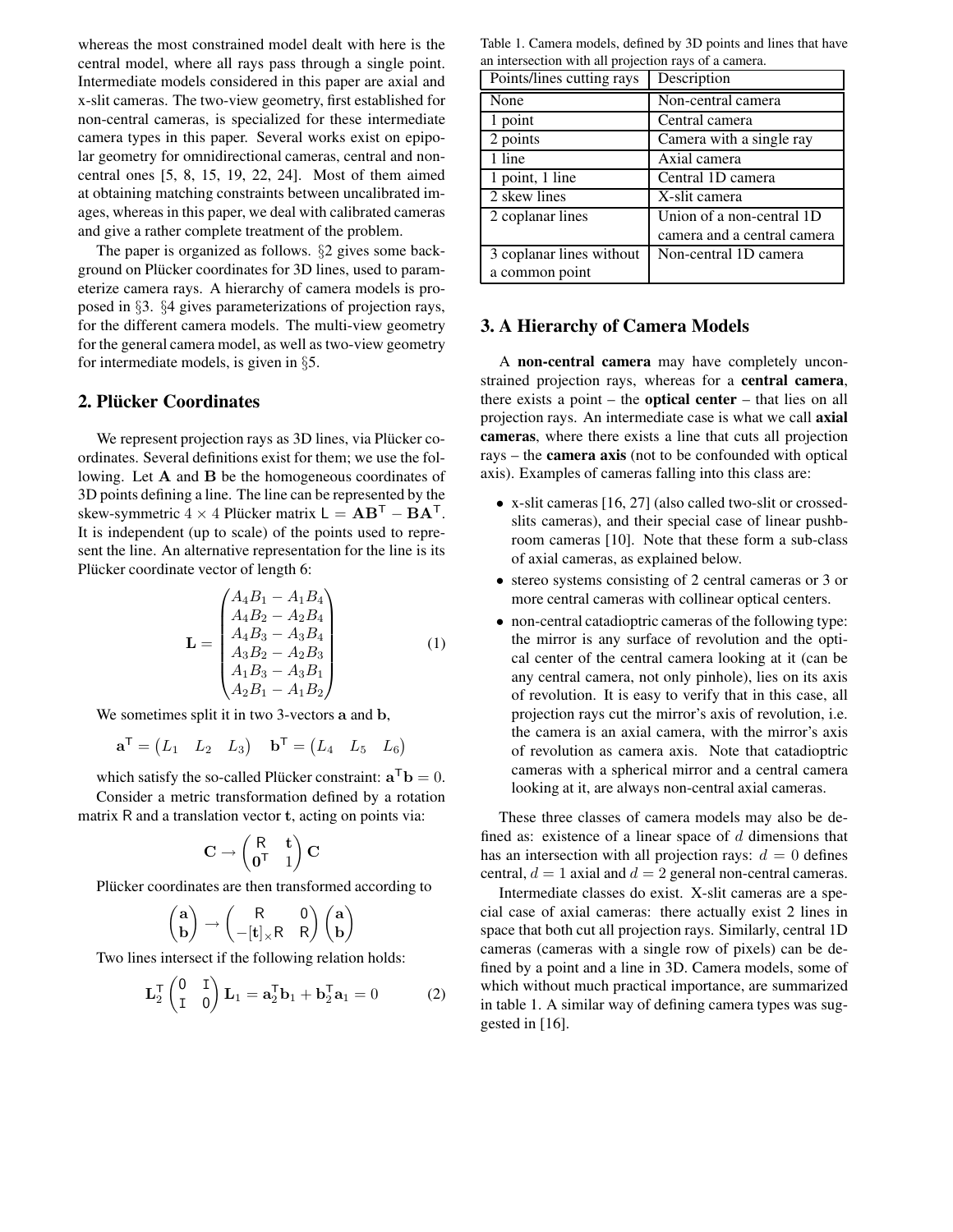whereas the most constrained model dealt with here is the central model, where all rays pass through a single point. Intermediate models considered in this paper are axial and x-slit cameras. The two-view geometry, first established for non-central cameras, is specialized for these intermediate camera types in this paper. Several works exist on epipolar geometry for omnidirectional cameras, central and non-central ones [5, 8, 15, 19, 22, 24]. Most of them aimed at obtaining matching constraints between uncalibrated images, whereas in this paper, we deal with calibrated cameras and give a rather complete treatment of the problem.

The paper is organized as follows. §2 gives some background on Plücker coordinates for 3D lines, used to parameterize camera rays. A hierarchy of camera models is proposed in §3. §4 gives parameterizations of projection rays, for the different camera models. The multi-view geometry for the general camera model, as well as two-view geometry for intermediate models, is given in §5.

## 2. Plücker Coordinates

We represent projection rays as 3D lines, via Plücker coordinates. Several definitions exist for them; we use the following. Let $\mathbf{A}$ and $\mathbf{B}$ be the homogeneous coordinates of 3D points defining a line. The line can be represented by the skew-symmetric $4 \times 4$ Plücker matrix $\mathsf{L} = \mathbf{A}\mathbf{B}^\mathsf{T} - \mathbf{B}\mathbf{A}^\mathsf{T}$. It is independent (up to scale) of the points used to represent the line. An alternative representation for the line is its Plücker coordinate vector of length 6:

$$\mathbf{L} = \begin{pmatrix} A_4 B_1 - A_1 B_4 \\ A_4 B_2 - A_2 B_4 \\ A_4 B_3 - A_3 B_4 \\ A_3 B_2 - A_2 B_3 \\ A_1 B_3 - A_3 B_1 \\ A_2 B_1 - A_1 B_2 \end{pmatrix} \tag{1}$$

We sometimes split it in two 3-vectors $\mathbf{a}$ and $\mathbf{b}$,

$$\mathbf{a}^\mathsf{T} = \begin{pmatrix} L_1 & L_2 & L_3 \end{pmatrix} \quad \mathbf{b}^\mathsf{T} = \begin{pmatrix} L_4 & L_5 & L_6 \end{pmatrix}$$

which satisfy the so-called Plücker constraint: $\mathbf{a}^\mathsf{T}\mathbf{b} = 0$.

Consider a metric transformation defined by a rotation matrix $\mathsf{R}$ and a translation vector $\mathbf{t}$, acting on points via:

$$\mathbf{C} \rightarrow \begin{pmatrix} \mathsf{R} & \mathbf{t} \\ \mathbf{0}^\mathsf{T} & 1 \end{pmatrix} \mathbf{C}$$

Plücker coordinates are then transformed according to

$$\begin{pmatrix} \mathbf{a} \\ \mathbf{b} \end{pmatrix} \rightarrow \begin{pmatrix} \mathsf{R} & 0 \\ -[\mathbf{t}]_\times \mathsf{R} & \mathsf{R} \end{pmatrix} \begin{pmatrix} \mathbf{a} \\ \mathbf{b} \end{pmatrix}$$

Two lines intersect if the following relation holds:

$$\mathbf{L}_2^\mathsf{T} \begin{pmatrix} 0 & \mathsf{I} \\ \mathsf{I} & 0 \end{pmatrix} \mathbf{L}_1 = \mathbf{a}_2^\mathsf{T}\mathbf{b}_1 + \mathbf{b}_2^\mathsf{T}\mathbf{a}_1 = 0 \tag{2}$$

Table 1. Camera models, defined by 3D points and lines that have an intersection with all projection rays of a camera.

| Points/lines cutting rays | Description |
|---|---|
| None | Non-central camera |
| 1 point | Central camera |
| 2 points | Camera with a single ray |
| 1 line | Axial camera |
| 1 point, 1 line | Central 1D camera |
| 2 skew lines | X-slit camera |
| 2 coplanar lines | Union of a non-central 1D camera and a central camera |
| 3 coplanar lines without a common point | Non-central 1D camera |

## 3. A Hierarchy of Camera Models

A **non-central camera** may have completely unconstrained projection rays, whereas for a **central camera**, there exists a point – the **optical center** – that lies on all projection rays. An intermediate case is what we call **axial cameras**, where there exists a line that cuts all projection rays – the **camera axis** (not to be confounded with optical axis). Examples of cameras falling into this class are:

- x-slit cameras [16, 27] (also called two-slit or crossed-slits cameras), and their special case of linear pushbroom cameras [10]. Note that these form a sub-class of axial cameras, as explained below.
- stereo systems consisting of 2 central cameras or 3 or more central cameras with collinear optical centers.
- non-central catadioptric cameras of the following type: the mirror is any surface of revolution and the optical center of the central camera looking at it (can be any central camera, not only pinhole), lies on its axis of revolution. It is easy to verify that in this case, all projection rays cut the mirror's axis of revolution, i.e. the camera is an axial camera, with the mirror's axis of revolution as camera axis. Note that catadioptric cameras with a spherical mirror and a central camera looking at it, are always non-central axial cameras.

These three classes of camera models may also be defined as: existence of a linear space of $d$ dimensions that has an intersection with all projection rays: $d = 0$ defines central, $d = 1$ axial and $d = 2$ general non-central cameras.

Intermediate classes do exist. X-slit cameras are a special case of axial cameras: there actually exist 2 lines in space that both cut all projection rays. Similarly, central 1D cameras (cameras with a single row of pixels) can be defined by a point and a line in 3D. Camera models, some of which without much practical importance, are summarized in table 1. A similar way of defining camera types was suggested in [16].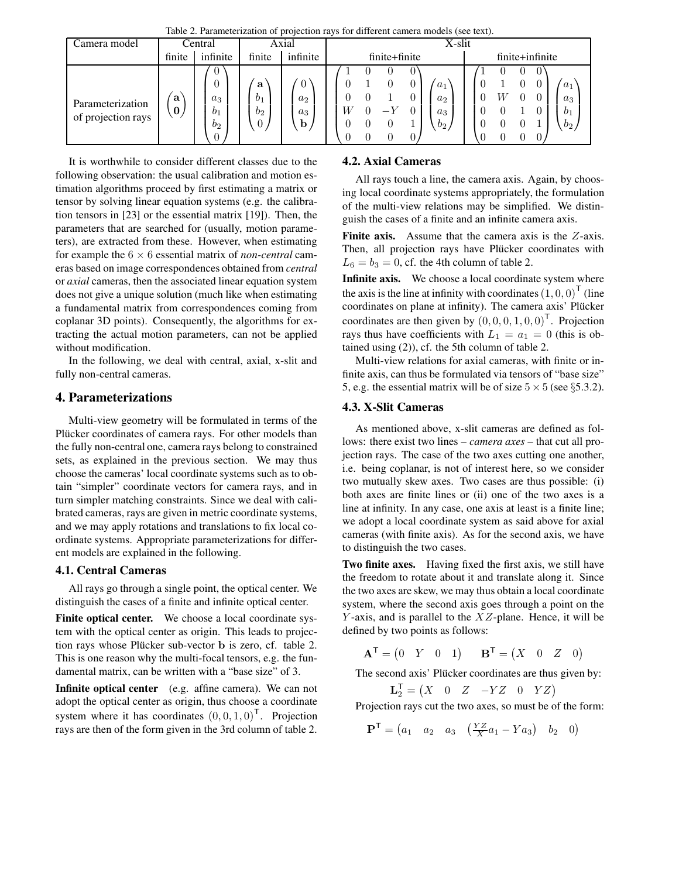Table 2. Parameterization of projection rays for different camera models (see text).

| Camera model | Central | | Axial | | X-slit | |
|---|---|---|---|---|---|---|
| | finite | infinite | finite | infinite | finite+finite | finite+infinite |
| Parameterization of projection rays | $\begin{pmatrix}\mathbf{a}\\ \mathbf{0}\end{pmatrix}$ | $\begin{pmatrix}0\\0\\a_3\\b_1\\b_2\\0\end{pmatrix}$ | $\begin{pmatrix}\mathbf{a}\\b_1\\b_2\\0\end{pmatrix}$ | $\begin{pmatrix}0\\a_2\\a_3\\\mathbf{b}\end{pmatrix}$ | $\begin{pmatrix}1&0&0&0\\0&1&0&0\\0&0&1&0\\W&0&-Y&0\\0&0&0&1\\0&0&0&0\end{pmatrix}\begin{pmatrix}a_1\\a_2\\a_3\\b_2\end{pmatrix}$ | $\begin{pmatrix}1&0&0&0\\0&1&0&0\\0&W&0&0\\0&0&1&0\\0&0&0&1\\0&0&0&0\end{pmatrix}\begin{pmatrix}a_1\\a_3\\b_1\\b_2\end{pmatrix}$ |

It is worthwhile to consider different classes due to the following observation: the usual calibration and motion estimation algorithms proceed by first estimating a matrix or tensor by solving linear equation systems (e.g. the calibration tensors in [23] or the essential matrix [19]). Then, the parameters that are searched for (usually, motion parameters), are extracted from these. However, when estimating for example the $6 \times 6$ essential matrix of *non-central* cameras based on image correspondences obtained from *central* or *axial* cameras, then the associated linear equation system does not give a unique solution (much like when estimating a fundamental matrix from correspondences coming from coplanar 3D points). Consequently, the algorithms for extracting the actual motion parameters, can not be applied without modification.

In the following, we deal with central, axial, x-slit and fully non-central cameras.

## 4. Parameterizations

Multi-view geometry will be formulated in terms of the Plücker coordinates of camera rays. For other models than the fully non-central one, camera rays belong to constrained sets, as explained in the previous section. We may thus choose the cameras' local coordinate systems such as to obtain "simpler" coordinate vectors for camera rays, and in turn simpler matching constraints. Since we deal with calibrated cameras, rays are given in metric coordinate systems, and we may apply rotations and translations to fix local coordinate systems. Appropriate parameterizations for different models are explained in the following.

### 4.1. Central Cameras

All rays go through a single point, the optical center. We distinguish the cases of a finite and infinite optical center.

**Finite optical center.** We choose a local coordinate system with the optical center as origin. This leads to projection rays whose Plücker sub-vector $\mathbf{b}$ is zero, cf. table 2. This is one reason why the multi-focal tensors, e.g. the fundamental matrix, can be written with a "base size" of 3.

**Infinite optical center** (e.g. affine camera). We can not adopt the optical center as origin, thus choose a coordinate system where it has coordinates $(0,0,1,0)^\mathsf{T}$. Projection rays are then of the form given in the 3rd column of table 2.

### 4.2. Axial Cameras

All rays touch a line, the camera axis. Again, by choosing local coordinate systems appropriately, the formulation of the multi-view relations may be simplified. We distinguish the cases of a finite and an infinite camera axis.

**Finite axis.** Assume that the camera axis is the $Z$-axis. Then, all projection rays have Plücker coordinates with $L_6 = b_3 = 0$, cf. the 4th column of table 2.

**Infinite axis.** We choose a local coordinate system where the axis is the line at infinity with coordinates $(1,0,0)^\mathsf{T}$ (line coordinates on plane at infinity). The camera axis' Plücker coordinates are then given by $(0,0,0,1,0,0)^\mathsf{T}$. Projection rays thus have coefficients with $L_1 = a_1 = 0$ (this is obtained using (2)), cf. the 5th column of table 2.

Multi-view relations for axial cameras, with finite or infinite axis, can thus be formulated via tensors of "base size" 5, e.g. the essential matrix will be of size $5 \times 5$ (see §5.3.2).

### 4.3. X-Slit Cameras

As mentioned above, x-slit cameras are defined as follows: there exist two lines – *camera axes* – that cut all projection rays. The case of the two axes cutting one another, i.e. being coplanar, is not of interest here, so we consider two mutually skew axes. Two cases are thus possible: (i) both axes are finite lines or (ii) one of the two axes is a line at infinity. In any case, one axis at least is a finite line; we adopt a local coordinate system as said above for axial cameras (with finite axis). As for the second axis, we have to distinguish the two cases.

**Two finite axes.** Having fixed the first axis, we still have the freedom to rotate about it and translate along it. Since the two axes are skew, we may thus obtain a local coordinate system, where the second axis goes through a point on the $Y$-axis, and is parallel to the $XZ$-plane. Hence, it will be defined by two points as follows:

$$\mathbf{A}^\mathsf{T} = \begin{pmatrix}0 & Y & 0 & 1\end{pmatrix} \qquad \mathbf{B}^\mathsf{T} = \begin{pmatrix}X & 0 & Z & 0\end{pmatrix}$$

The second axis' Plücker coordinates are thus given by:

$$\mathbf{L}_2^\mathsf{T} = \begin{pmatrix}X & 0 & Z & -YZ & 0 & YZ\end{pmatrix}$$

Projection rays cut the two axes, so must be of the form:

$$\mathbf{P}^\mathsf{T} = \begin{pmatrix}a_1 & a_2 & a_3 & \left(\frac{YZ}{X}a_1 - Ya_3\right) & b_2 & 0\end{pmatrix}$$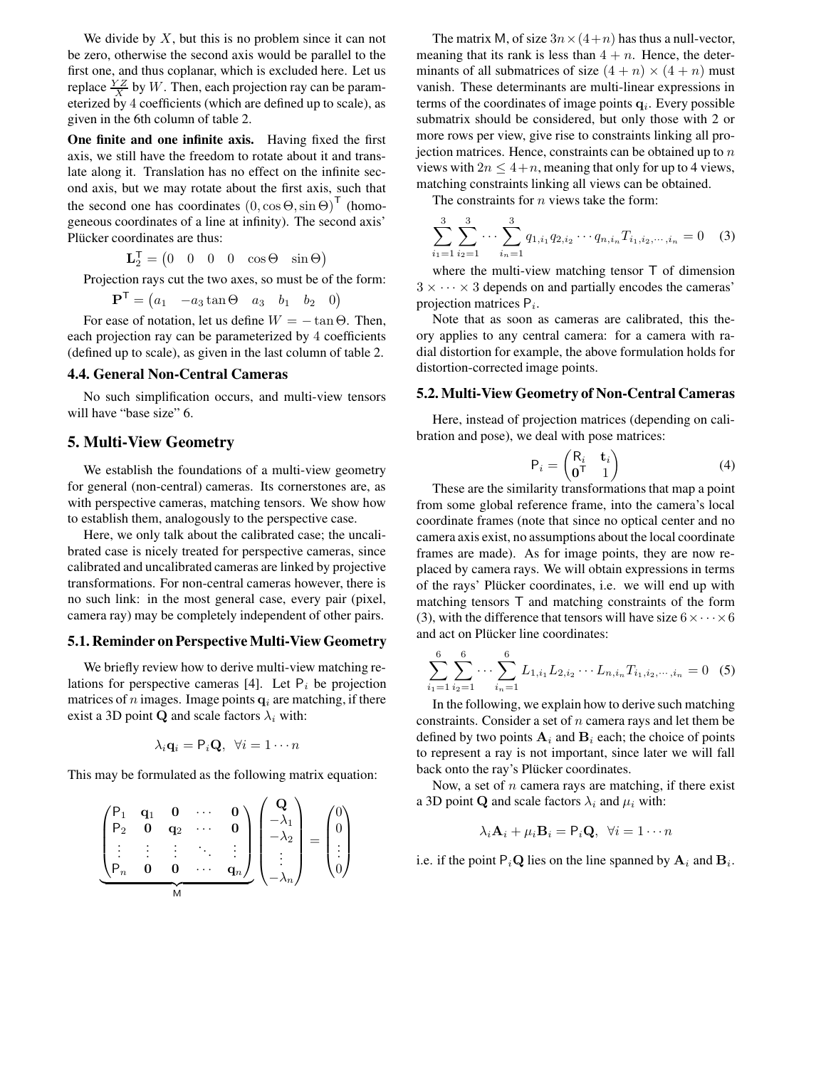We divide by $X$, but this is no problem since it can not be zero, otherwise the second axis would be parallel to the first one, and thus coplanar, which is excluded here. Let us replace $\frac{YZ}{X}$ by $W$. Then, each projection ray can be parameterized by 4 coefficients (which are defined up to scale), as given in the 6th column of table 2.

**One finite and one infinite axis.** Having fixed the first axis, we still have the freedom to rotate about it and translate along it. Translation has no effect on the infinite second axis, but we may rotate about the first axis, such that the second one has coordinates $(0, \cos\Theta, \sin\Theta)^\mathsf{T}$ (homogeneous coordinates of a line at infinity). The second axis' Plücker coordinates are thus:

$$\mathbf{L}_2^\mathsf{T} = \begin{pmatrix} 0 & 0 & 0 & 0 & \cos\Theta & \sin\Theta \end{pmatrix}$$

Projection rays cut the two axes, so must be of the form:

$$\mathbf{P}^\mathsf{T} = \begin{pmatrix} a_1 & -a_3\tan\Theta & a_3 & b_1 & b_2 & 0 \end{pmatrix}$$

For ease of notation, let us define $W = -\tan\Theta$. Then, each projection ray can be parameterized by 4 coefficients (defined up to scale), as given in the last column of table 2.

### 4.4. General Non-Central Cameras

No such simplification occurs, and multi-view tensors will have "base size" 6.

## 5. Multi-View Geometry

We establish the foundations of a multi-view geometry for general (non-central) cameras. Its cornerstones are, as with perspective cameras, matching tensors. We show how to establish them, analogously to the perspective case.

Here, we only talk about the calibrated case; the uncalibrated case is nicely treated for perspective cameras, since calibrated and uncalibrated cameras are linked by projective transformations. For non-central cameras however, there is no such link: in the most general case, every pair (pixel, camera ray) may be completely independent of other pairs.

### 5.1. Reminder on Perspective Multi-View Geometry

We briefly review how to derive multi-view matching relations for perspective cameras [4]. Let $\mathsf{P}_i$ be projection matrices of $n$ images. Image points $\mathbf{q}_i$ are matching, if there exist a 3D point $\mathbf{Q}$ and scale factors $\lambda_i$ with:

$$\lambda_i \mathbf{q}_i = \mathsf{P}_i \mathbf{Q}, \ \ \forall i = 1 \cdots n$$

This may be formulated as the following matrix equation:

$$\underbrace{\begin{pmatrix} \mathsf{P}_1 & \mathbf{q}_1 & \mathbf{0} & \cdots & \mathbf{0} \\ \mathsf{P}_2 & \mathbf{0} & \mathbf{q}_2 & \cdots & \mathbf{0} \\ \vdots & \vdots & \vdots & \ddots & \vdots \\ \mathsf{P}_n & \mathbf{0} & \mathbf{0} & \cdots & \mathbf{q}_n \end{pmatrix}}_{\mathsf{M}} \begin{pmatrix} \mathbf{Q} \\ -\lambda_1 \\ -\lambda_2 \\ \vdots \\ -\lambda_n \end{pmatrix} = \begin{pmatrix} 0 \\ 0 \\ \vdots \\ 0 \end{pmatrix}$$

The matrix $\mathsf{M}$, of size $3n \times (4+n)$ has thus a null-vector, meaning that its rank is less than $4+n$. Hence, the determinants of all submatrices of size $(4+n) \times (4+n)$ must vanish. These determinants are multi-linear expressions in terms of the coordinates of image points $\mathbf{q}_i$. Every possible submatrix should be considered, but only those with 2 or more rows per view, give rise to constraints linking all projection matrices. Hence, constraints can be obtained up to $n$ views with $2n \leq 4+n$, meaning that only for up to 4 views, matching constraints linking all views can be obtained.

The constraints for $n$ views take the form:

$$\sum_{i_1=1}^{3} \sum_{i_2=1}^{3} \cdots \sum_{i_n=1}^{3} q_{1,i_1} q_{2,i_2} \cdots q_{n,i_n} T_{i_1,i_2,\cdots,i_n} = 0 \quad (3)$$

where the multi-view matching tensor $\mathsf{T}$ of dimension $3 \times \cdots \times 3$ depends on and partially encodes the cameras' projection matrices $\mathsf{P}_i$.

Note that as soon as cameras are calibrated, this theory applies to any central camera: for a camera with radial distortion for example, the above formulation holds for distortion-corrected image points.

### 5.2. Multi-View Geometry of Non-Central Cameras

Here, instead of projection matrices (depending on calibration and pose), we deal with pose matrices:

$$\mathsf{P}_i = \begin{pmatrix} \mathsf{R}_i & \mathbf{t}_i \\ \mathbf{0}^\mathsf{T} & 1 \end{pmatrix} \quad (4)$$

These are the similarity transformations that map a point from some global reference frame, into the camera's local coordinate frames (note that since no optical center and no camera axis exist, no assumptions about the local coordinate frames are made). As for image points, they are now replaced by camera rays. We will obtain expressions in terms of the rays' Plücker coordinates, i.e. we will end up with matching tensors $\mathsf{T}$ and matching constraints of the form (3), with the difference that tensors will have size $6 \times \cdots \times 6$ and act on Plücker line coordinates:

$$\sum_{i_1=1}^{6} \sum_{i_2=1}^{6} \cdots \sum_{i_n=1}^{6} L_{1,i_1} L_{2,i_2} \cdots L_{n,i_n} T_{i_1,i_2,\cdots,i_n} = 0 \quad (5)$$

In the following, we explain how to derive such matching constraints. Consider a set of $n$ camera rays and let them be defined by two points $\mathbf{A}_i$ and $\mathbf{B}_i$ each; the choice of points to represent a ray is not important, since later we will fall back onto the ray's Plücker coordinates.

Now, a set of $n$ camera rays are matching, if there exist a 3D point $\mathbf{Q}$ and scale factors $\lambda_i$ and $\mu_i$ with:

$$\lambda_i \mathbf{A}_i + \mu_i \mathbf{B}_i = \mathsf{P}_i \mathbf{Q}, \ \ \forall i = 1 \cdots n$$

i.e. if the point $\mathsf{P}_i \mathbf{Q}$ lies on the line spanned by $\mathbf{A}_i$ and $\mathbf{B}_i$.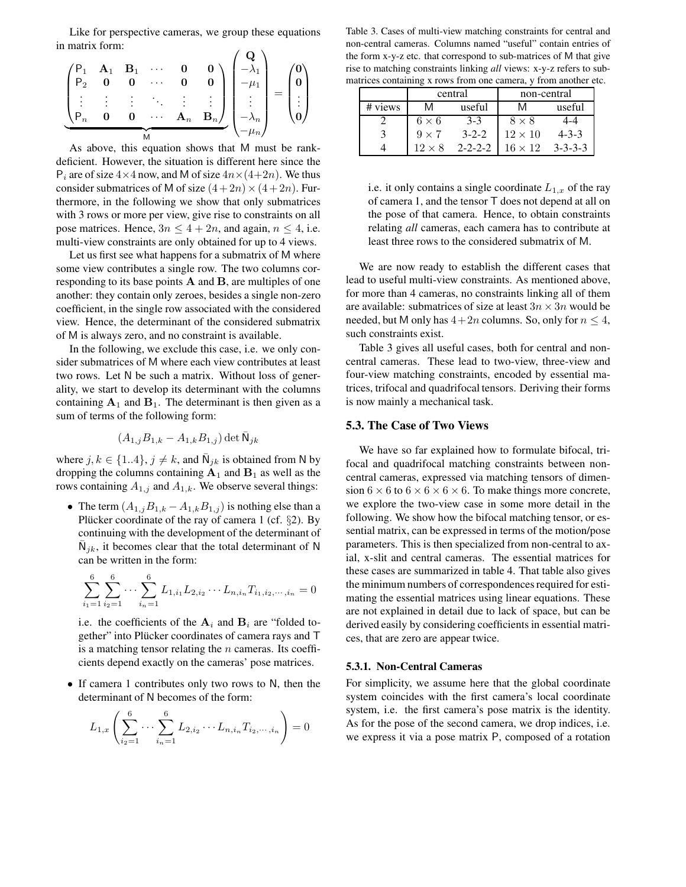Like for perspective cameras, we group these equations in matrix form:

$$\underbrace{\begin{pmatrix} \mathsf{P}_1 & \mathbf{A}_1 & \mathbf{B}_1 & \cdots & \mathbf{0} & \mathbf{0} \\ \mathsf{P}_2 & \mathbf{0} & \mathbf{0} & \cdots & \mathbf{0} & \mathbf{0} \\ \vdots & \vdots & \vdots & \ddots & \vdots & \vdots \\ \mathsf{P}_n & \mathbf{0} & \mathbf{0} & \cdots & \mathbf{A}_n & \mathbf{B}_n \end{pmatrix}}_{\mathsf{M}} \begin{pmatrix} \mathbf{Q} \\ -\lambda_1 \\ -\mu_1 \\ \vdots \\ -\lambda_n \\ -\mu_n \end{pmatrix} = \begin{pmatrix} \mathbf{0} \\ \mathbf{0} \\ \vdots \\ \mathbf{0} \end{pmatrix}$$

As above, this equation shows that $\mathsf{M}$ must be rank-deficient. However, the situation is different here since the $\mathsf{P}_i$ are of size $4\times 4$ now, and $\mathsf{M}$ of size $4n \times (4+2n)$. We thus consider submatrices of $\mathsf{M}$ of size $(4+2n)\times(4+2n)$. Furthermore, in the following we show that only submatrices with 3 rows or more per view, give rise to constraints on all pose matrices. Hence, $3n \leq 4+2n$, and again, $n \leq 4$, i.e. multi-view constraints are only obtained for up to 4 views.

Let us first see what happens for a submatrix of $\mathsf{M}$ where some view contributes a single row. The two columns corresponding to its base points $\mathbf{A}$ and $\mathbf{B}$, are multiples of one another: they contain only zeroes, besides a single non-zero coefficient, in the single row associated with the considered view. Hence, the determinant of the considered submatrix of $\mathsf{M}$ is always zero, and no constraint is available.

In the following, we exclude this case, i.e. we only consider submatrices of $\mathsf{M}$ where each view contributes at least two rows. Let $\mathsf{N}$ be such a matrix. Without loss of generality, we start to develop its determinant with the columns containing $\mathbf{A}_1$ and $\mathbf{B}_1$. The determinant is then given as a sum of terms of the following form:

$$(A_{1,j}B_{1,k} - A_{1,k}B_{1,j}) \det \bar{\mathsf{N}}_{jk}$$

where $j,k \in \{1..4\}$, $j \neq k$, and $\bar{\mathsf{N}}_{jk}$ is obtained from $\mathsf{N}$ by dropping the columns containing $\mathbf{A}_1$ and $\mathbf{B}_1$ as well as the rows containing $A_{1,j}$ and $A_{1,k}$. We observe several things:

- The term $(A_{1,j}B_{1,k} - A_{1,k}B_{1,j})$ is nothing else than a Plücker coordinate of the ray of camera 1 (cf. §2). By continuing with the development of the determinant of $\bar{\mathsf{N}}_{jk}$, it becomes clear that the total determinant of $\mathsf{N}$ can be written in the form:

  $$\sum_{i_1=1}^{6}\sum_{i_2=1}^{6}\cdots\sum_{i_n=1}^{6} L_{1,i_1}L_{2,i_2}\cdots L_{n,i_n}T_{i_1,i_2,\cdots,i_n} = 0$$

  i.e. the coefficients of the $\mathbf{A}_i$ and $\mathbf{B}_i$ are "folded together" into Plücker coordinates of camera rays and $\mathsf{T}$ is a matching tensor relating the $n$ cameras. Its coefficients depend exactly on the cameras' pose matrices.

- If camera 1 contributes only two rows to $\mathsf{N}$, then the determinant of $\mathsf{N}$ becomes of the form:

  $$L_{1,x}\left(\sum_{i_2=1}^{6}\cdots\sum_{i_n=1}^{6} L_{2,i_2}\cdots L_{n,i_n}T_{i_2,\cdots,i_n}\right) = 0$$

  i.e. it only contains a single coordinate $L_{1,x}$ of the ray of camera 1, and the tensor $\mathsf{T}$ does not depend at all on the pose of that camera. Hence, to obtain constraints relating *all* cameras, each camera has to contribute at least three rows to the considered submatrix of $\mathsf{M}$.

Table 3. Cases of multi-view matching constraints for central and non-central cameras. Columns named "useful" contain entries of the form x-y-z etc. that correspond to sub-matrices of M that give rise to matching constraints linking *all* views: x-y-z refers to sub-matrices containing x rows from one camera, y from another etc.

| | central | | non-central | |
|---|---|---|---|---|
| # views | M | useful | M | useful |
| 2 | $6\times 6$ | 3-3 | $8\times 8$ | 4-4 |
| 3 | $9\times 7$ | 3-2-2 | $12\times 10$ | 4-3-3 |
| 4 | $12\times 8$ | 2-2-2-2 | $16\times 12$ | 3-3-3-3 |

We are now ready to establish the different cases that lead to useful multi-view constraints. As mentioned above, for more than 4 cameras, no constraints linking all of them are available: submatrices of size at least $3n\times 3n$ would be needed, but $\mathsf{M}$ only has $4+2n$ columns. So, only for $n \leq 4$, such constraints exist.

Table 3 gives all useful cases, both for central and non-central cameras. These lead to two-view, three-view and four-view matching constraints, encoded by essential matrices, trifocal and quadrifocal tensors. Deriving their forms is now mainly a mechanical task.

### 5.3. The Case of Two Views

We have so far explained how to formulate bifocal, trifocal and quadrifocal matching constraints between non-central cameras, expressed via matching tensors of dimension $6\times 6$ to $6\times 6\times 6\times 6$. To make things more concrete, we explore the two-view case in some more detail in the following. We show how the bifocal matching tensor, or essential matrix, can be expressed in terms of the motion/pose parameters. This is then specialized from non-central to axial, x-slit and central cameras. The essential matrices for these cases are summarized in table 4. That table also gives the minimum numbers of correspondences required for estimating the essential matrices using linear equations. These are not explained in detail due to lack of space, but can be derived easily by considering coefficients in essential matrices, that are zero are appear twice.

#### 5.3.1. Non-Central Cameras

For simplicity, we assume here that the global coordinate system coincides with the first camera's local coordinate system, i.e. the first camera's pose matrix is the identity. As for the pose of the second camera, we drop indices, i.e. we express it via a pose matrix $\mathsf{P}$, composed of a rotation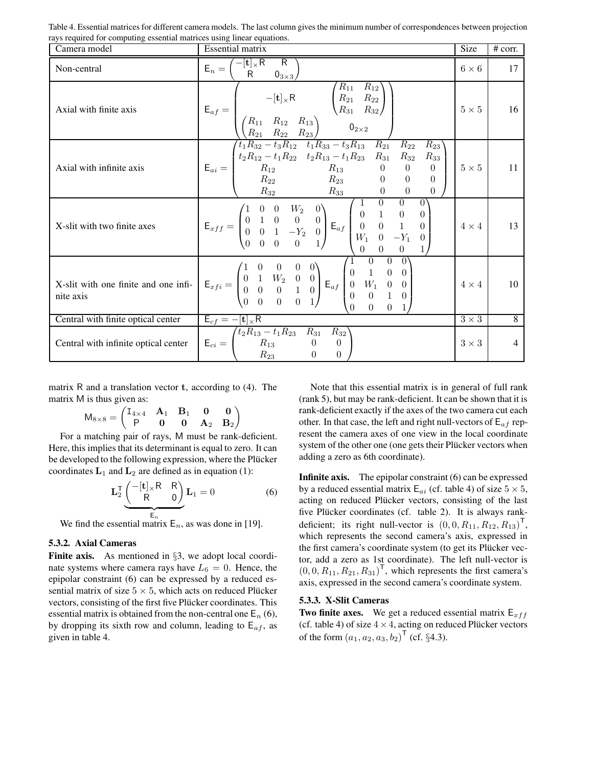Table 4. Essential matrices for different camera models. The last column gives the minimum number of correspondences between projection rays required for computing essential matrices using linear equations.

| Camera model | Essential matrix | Size | # corr. |
|---|---|---|---|
| Non-central | $\mathsf{E}_n = \begin{pmatrix} -[\mathbf{t}]_\times \mathsf{R} & \mathsf{R} \\ \mathsf{R} & 0_{3\times 3} \end{pmatrix}$ | $6 \times 6$ | 17 |
| Axial with finite axis | $\mathsf{E}_{af} = \begin{pmatrix} -[\mathbf{t}]_\times \mathsf{R} & \begin{pmatrix} R_{11} & R_{12} \\ R_{21} & R_{22} \\ R_{31} & R_{32} \end{pmatrix} \\ \begin{pmatrix} R_{11} & R_{12} & R_{13} \\ R_{21} & R_{22} & R_{23} \end{pmatrix} & 0_{2\times 2} \end{pmatrix}$ | $5 \times 5$ | 16 |
| Axial with infinite axis | $\mathsf{E}_{ai} = \begin{pmatrix} t_1R_{32} - t_3R_{12} & t_1R_{33} - t_3R_{13} & R_{21} & R_{22} & R_{23} \\ t_2R_{12} - t_1R_{22} & t_2R_{13} - t_1R_{23} & R_{31} & R_{32} & R_{33} \\ R_{12} & R_{13} & 0 & 0 & 0 \\ R_{22} & R_{23} & 0 & 0 & 0 \\ R_{32} & R_{33} & 0 & 0 & 0 \end{pmatrix}$ | $5 \times 5$ | 11 |
| X-slit with two finite axes | $\mathsf{E}_{xff} = \begin{pmatrix} 1 & 0 & 0 & W_2 & 0 \\ 0 & 1 & 0 & 0 & 0 \\ 0 & 0 & 1 & -Y_2 & 0 \\ 0 & 0 & 0 & 0 & 1 \end{pmatrix} \mathsf{E}_{af} \begin{pmatrix} 1 & 0 & 0 & 0 \\ 0 & 1 & 0 & 0 \\ 0 & 0 & 1 & 0 \\ W_1 & 0 & -Y_1 & 0 \\ 0 & 0 & 0 & 1 \end{pmatrix}$ | $4 \times 4$ | 13 |
| X-slit with one finite and one infinite axis | $\mathsf{E}_{xfi} = \begin{pmatrix} 1 & 0 & 0 & 0 & 0 \\ 0 & 1 & W_2 & 0 & 0 \\ 0 & 0 & 0 & 1 & 0 \\ 0 & 0 & 0 & 0 & 1 \end{pmatrix} \mathsf{E}_{af} \begin{pmatrix} 1 & 0 & 0 & 0 \\ 0 & 1 & 0 & 0 \\ 0 & W_1 & 0 & 0 \\ 0 & 0 & 1 & 0 \\ 0 & 0 & 0 & 1 \end{pmatrix}$ | $4 \times 4$ | 10 |
| Central with finite optical center | $\mathsf{E}_{cf} = -[\mathbf{t}]_\times \mathsf{R}$ | $3 \times 3$ | 8 |
| Central with infinite optical center | $\mathsf{E}_{ci} = \begin{pmatrix} t_2R_{13} - t_1R_{23} & R_{31} & R_{32} \\ R_{13} & 0 & 0 \\ R_{23} & 0 & 0 \end{pmatrix}$ | $3 \times 3$ | 4 |

matrix $\mathsf{R}$ and a translation vector $\mathbf{t}$, according to (4). The matrix $\mathsf{M}$ is thus given as:

$$\mathsf{M}_{8\times 8} = \begin{pmatrix} \mathtt{I}_{4\times 4} & \mathbf{A}_1 & \mathbf{B}_1 & \mathbf{0} & \mathbf{0} \\ \mathsf{P} & \mathbf{0} & \mathbf{0} & \mathbf{A}_2 & \mathbf{B}_2 \end{pmatrix}$$

For a matching pair of rays, $\mathsf{M}$ must be rank-deficient. Here, this implies that its determinant is equal to zero. It can be developed to the following expression, where the Plücker coordinates $\mathbf{L}_1$ and $\mathbf{L}_2$ are defined as in equation (1):

$$\mathbf{L}_2^\mathsf{T} \underbrace{\begin{pmatrix} -[\mathbf{t}]_\times \mathsf{R} & \mathsf{R} \\ \mathsf{R} & 0 \end{pmatrix}}_{\mathsf{E}_n} \mathbf{L}_1 = 0 \tag{6}$$

We find the essential matrix $\mathsf{E}_n$, as was done in [19].

### 5.3.2. Axial Cameras

**Finite axis.** As mentioned in §3, we adopt local coordinate systems where camera rays have $L_6 = 0$. Hence, the epipolar constraint (6) can be expressed by a reduced essential matrix of size $5 \times 5$, which acts on reduced Plücker vectors, consisting of the first five Plücker coordinates. This essential matrix is obtained from the non-central one $\mathsf{E}_n$ (6), by dropping its sixth row and column, leading to $\mathsf{E}_{af}$, as given in table 4.

Note that this essential matrix is in general of full rank (rank 5), but may be rank-deficient. It can be shown that it is rank-deficient exactly if the axes of the two camera cut each other. In that case, the left and right null-vectors of $\mathsf{E}_{af}$ represent the camera axes of one view in the local coordinate system of the other one (one gets their Plücker vectors when adding a zero as 6th coordinate).

**Infinite axis.** The epipolar constraint (6) can be expressed by a reduced essential matrix $\mathsf{E}_{ai}$ (cf. table 4) of size $5 \times 5$, acting on reduced Plücker vectors, consisting of the last five Plücker coordinates (cf. table 2). It is always rank-deficient; its right null-vector is $(0, 0, R_{11}, R_{12}, R_{13})^\mathsf{T}$, which represents the second camera's axis, expressed in the first camera's coordinate system (to get its Plücker vector, add a zero as 1st coordinate). The left null-vector is $(0, 0, R_{11}, R_{21}, R_{31})^\mathsf{T}$, which represents the first camera's axis, expressed in the second camera's coordinate system.

### 5.3.3. X-Slit Cameras

**Two finite axes.** We get a reduced essential matrix $\mathsf{E}_{xff}$ (cf. table 4) of size $4 \times 4$, acting on reduced Plücker vectors of the form $(a_1, a_2, a_3, b_2)^\mathsf{T}$ (cf. §4.3).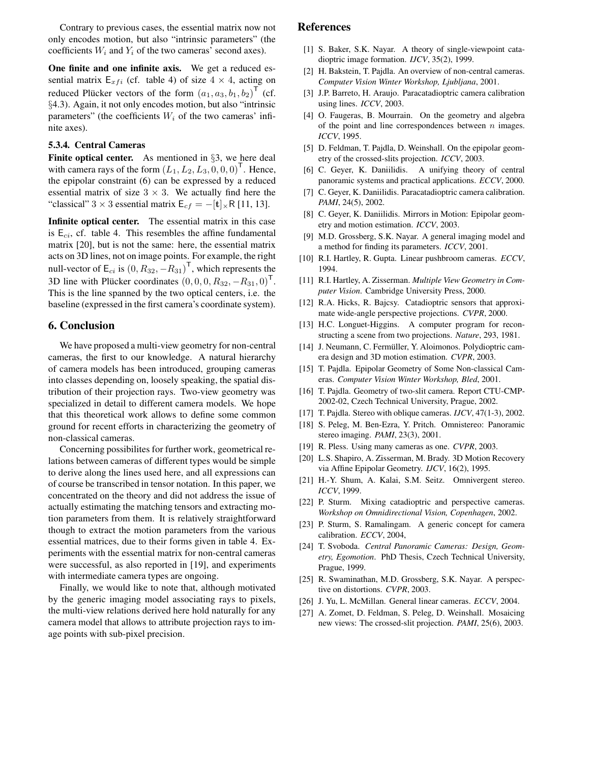Contrary to previous cases, the essential matrix now not only encodes motion, but also "intrinsic parameters" (the coefficients $W_i$ and $Y_i$ of the two cameras' second axes).

**One finite and one infinite axis.** We get a reduced essential matrix $\mathsf{E}_{xfi}$ (cf. table 4) of size $4 \times 4$, acting on reduced Plücker vectors of the form $(a_1, a_3, b_1, b_2)^\mathsf{T}$ (cf. §4.3). Again, it not only encodes motion, but also "intrinsic parameters" (the coefficients $W_i$ of the two cameras' infinite axes).

#### 5.3.4. Central Cameras

**Finite optical center.** As mentioned in §3, we here deal with camera rays of the form $(L_1, L_2, L_3, 0, 0, 0)^\mathsf{T}$. Hence, the epipolar constraint (6) can be expressed by a reduced essential matrix of size $3 \times 3$. We actually find here the "classical" $3 \times 3$ essential matrix $\mathsf{E}_{cf} = -[\mathbf{t}]_\times \mathsf{R}$ [11, 13].

**Infinite optical center.** The essential matrix in this case is $\mathsf{E}_{ci}$, cf. table 4. This resembles the affine fundamental matrix [20], but is not the same: here, the essential matrix acts on 3D lines, not on image points. For example, the right null-vector of $\mathsf{E}_{ci}$ is $(0, R_{32}, -R_{31})^\mathsf{T}$, which represents the 3D line with Plücker coordinates $(0, 0, 0, R_{32}, -R_{31}, 0)^\mathsf{T}$. This is the line spanned by the two optical centers, i.e. the baseline (expressed in the first camera's coordinate system).

## 6. Conclusion

We have proposed a multi-view geometry for non-central cameras, the first to our knowledge. A natural hierarchy of camera models has been introduced, grouping cameras into classes depending on, loosely speaking, the spatial distribution of their projection rays. Two-view geometry was specialized in detail to different camera models. We hope that this theoretical work allows to define some common ground for recent efforts in characterizing the geometry of non-classical cameras.

Concerning possibilites for further work, geometrical relations between cameras of different types would be simple to derive along the lines used here, and all expressions can of course be transcribed in tensor notation. In this paper, we concentrated on the theory and did not address the issue of actually estimating the matching tensors and extracting motion parameters from them. It is relatively straightforward though to extract the motion parameters from the various essential matrices, due to their forms given in table 4. Experiments with the essential matrix for non-central cameras were successful, as also reported in [19], and experiments with intermediate camera types are ongoing.

Finally, we would like to note that, although motivated by the generic imaging model associating rays to pixels, the multi-view relations derived here hold naturally for any camera model that allows to attribute projection rays to image points with sub-pixel precision.

## References

[1] S. Baker, S.K. Nayar. A theory of single-viewpoint catadioptric image formation. *IJCV*, 35(2), 1999.

[2] H. Bakstein, T. Pajdla. An overview of non-central cameras. *Computer Vision Winter Workshop, Ljubljana*, 2001.

[3] J.P. Barreto, H. Araujo. Paracatadioptric camera calibration using lines. *ICCV*, 2003.

[4] O. Faugeras, B. Mourrain. On the geometry and algebra of the point and line correspondences between $n$ images. *ICCV*, 1995.

[5] D. Feldman, T. Pajdla, D. Weinshall. On the epipolar geometry of the crossed-slits projection. *ICCV*, 2003.

[6] C. Geyer, K. Daniilidis. A unifying theory of central panoramic systems and practical applications. *ECCV*, 2000.

[7] C. Geyer, K. Daniilidis. Paracatadioptric camera calibration. *PAMI*, 24(5), 2002.

[8] C. Geyer, K. Daniilidis. Mirrors in Motion: Epipolar geometry and motion estimation. *ICCV*, 2003.

[9] M.D. Grossberg, S.K. Nayar. A general imaging model and a method for finding its parameters. *ICCV*, 2001.

[10] R.I. Hartley, R. Gupta. Linear pushbroom cameras. *ECCV*, 1994.

[11] R.I. Hartley, A. Zisserman. *Multiple View Geometry in Computer Vision*. Cambridge University Press, 2000.

[12] R.A. Hicks, R. Bajcsy. Catadioptric sensors that approximate wide-angle perspective projections. *CVPR*, 2000.

[13] H.C. Longuet-Higgins. A computer program for reconstructing a scene from two projections. *Nature*, 293, 1981.

[14] J. Neumann, C. Fermüller, Y. Aloimonos. Polydioptric camera design and 3D motion estimation. *CVPR*, 2003.

[15] T. Pajdla. Epipolar Geometry of Some Non-classical Cameras. *Computer Vision Winter Workshop, Bled*, 2001.

[16] T. Pajdla. Geometry of two-slit camera. Report CTU-CMP-2002-02, Czech Technical University, Prague, 2002.

[17] T. Pajdla. Stereo with oblique cameras. *IJCV*, 47(1-3), 2002.

[18] S. Peleg, M. Ben-Ezra, Y. Pritch. Omnistereo: Panoramic stereo imaging. *PAMI*, 23(3), 2001.

[19] R. Pless. Using many cameras as one. *CVPR*, 2003.

[20] L.S. Shapiro, A. Zisserman, M. Brady. 3D Motion Recovery via Affine Epipolar Geometry. *IJCV*, 16(2), 1995.

[21] H.-Y. Shum, A. Kalai, S.M. Seitz. Omnivergent stereo. *ICCV*, 1999.

[22] P. Sturm. Mixing catadioptric and perspective cameras. *Workshop on Omnidirectional Vision, Copenhagen*, 2002.

[23] P. Sturm, S. Ramalingam. A generic concept for camera calibration. *ECCV*, 2004,

[24] T. Svoboda. *Central Panoramic Cameras: Design, Geometry, Egomotion*. PhD Thesis, Czech Technical University, Prague, 1999.

[25] R. Swaminathan, M.D. Grossberg, S.K. Nayar. A perspective on distortions. *CVPR*, 2003.

[26] J. Yu, L. McMillan. General linear cameras. *ECCV*, 2004.

[27] A. Zomet, D. Feldman, S. Peleg, D. Weinshall. Mosaicing new views: The crossed-slit projection. *PAMI*, 25(6), 2003.